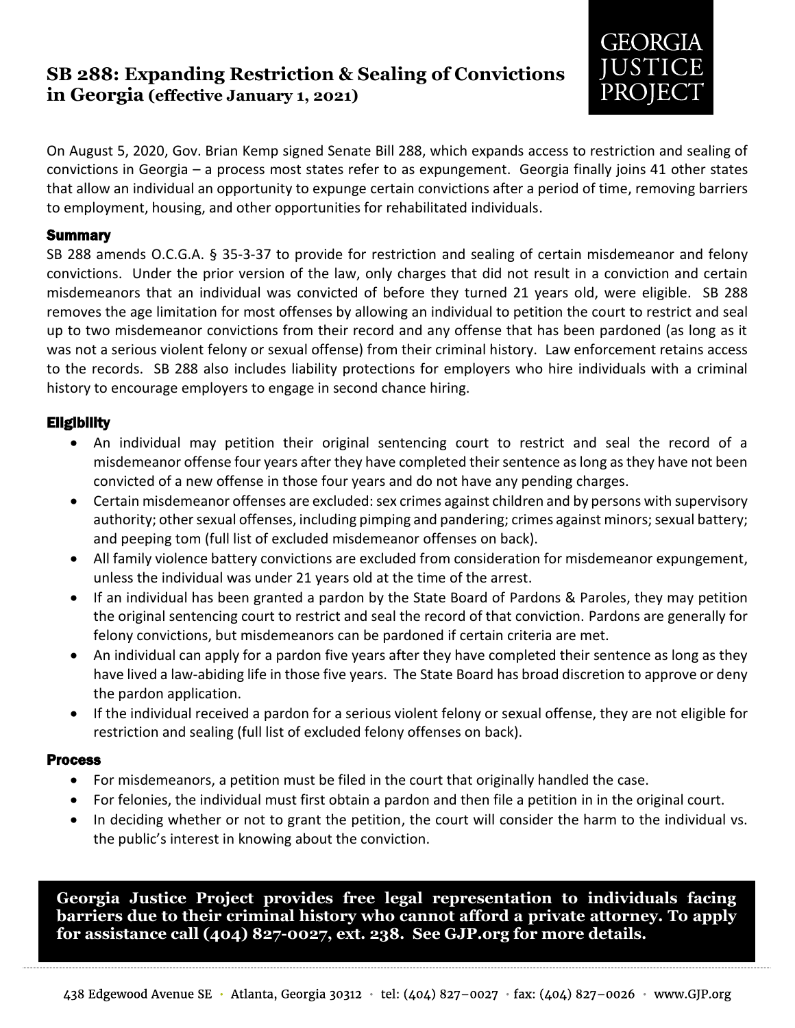# SB 288: Expanding Restriction & Sealing of Convictions in Georgia (effective January 1, 2021)

GEORGIA JUSTICE PROJECT

On August 5, 2020, Gov. Brian Kemp signed Senate Bill 288, which expands access to restriction and sealing of convictions in Georgia – a process most states refer to as expungement. Georgia finally joins 41 other states that allow an individual an opportunity to expunge certain convictions after a period of time, removing barriers to employment, housing, and other opportunities for rehabilitated individuals.

## Summary

SB 288 amends O.C.G.A. § 35-3-37 to provide for restriction and sealing of certain misdemeanor and felony convictions. Under the prior version of the law, only charges that did not result in a conviction and certain misdemeanors that an individual was convicted of before they turned 21 years old, were eligible. SB 288 removes the age limitation for most offenses by allowing an individual to petition the court to restrict and seal up to two misdemeanor convictions from their record and any offense that has been pardoned (as long as it was not a serious violent felony or sexual offense) from their criminal history. Law enforcement retains access to the records. SB 288 also includes liability protections for employers who hire individuals with a criminal history to encourage employers to engage in second chance hiring.

## Eligibility

- An individual may petition their original sentencing court to restrict and seal the record of a misdemeanor offense four years after they have completed their sentence as long as they have not been convicted of a new offense in those four years and do not have any pending charges.
- Certain misdemeanor offenses are excluded: sex crimes against children and by persons with supervisory authority; other sexual offenses, including pimping and pandering; crimes against minors; sexual battery; and peeping tom (full list of excluded misdemeanor offenses on back).
- All family violence battery convictions are excluded from consideration for misdemeanor expungement, unless the individual was under 21 years old at the time of the arrest.
- If an individual has been granted a pardon by the State Board of Pardons & Paroles, they may petition the original sentencing court to restrict and seal the record of that conviction. Pardons are generally for felony convictions, but misdemeanors can be pardoned if certain criteria are met.
- An individual can apply for a pardon five years after they have completed their sentence as long as they have lived a law-abiding life in those five years. The State Board has broad discretion to approve or deny the pardon application.
- If the individual received a pardon for a serious violent felony or sexual offense, they are not eligible for restriction and sealing (full list of excluded felony offenses on back).

## Process

- For misdemeanors, a petition must be filed in the court that originally handled the case.
- For felonies, the individual must first obtain a pardon and then file a petition in in the original court.
- In deciding whether or not to grant the petition, the court will consider the harm to the individual vs. the public's interest in knowing about the conviction.

**Georgia Justice Project provides free legal representation to individuals facing barriers due to their criminal history who cannot afford a private attorney. To apply for assistance call (404) 827-0027, ext. 238. See GJP.org for more details.**

438 Edgewood Avenue SE · Atlanta, Georgia 30312 · tel: (404) 827–0027 · fax: (404) 827–0026 · www.GJP.org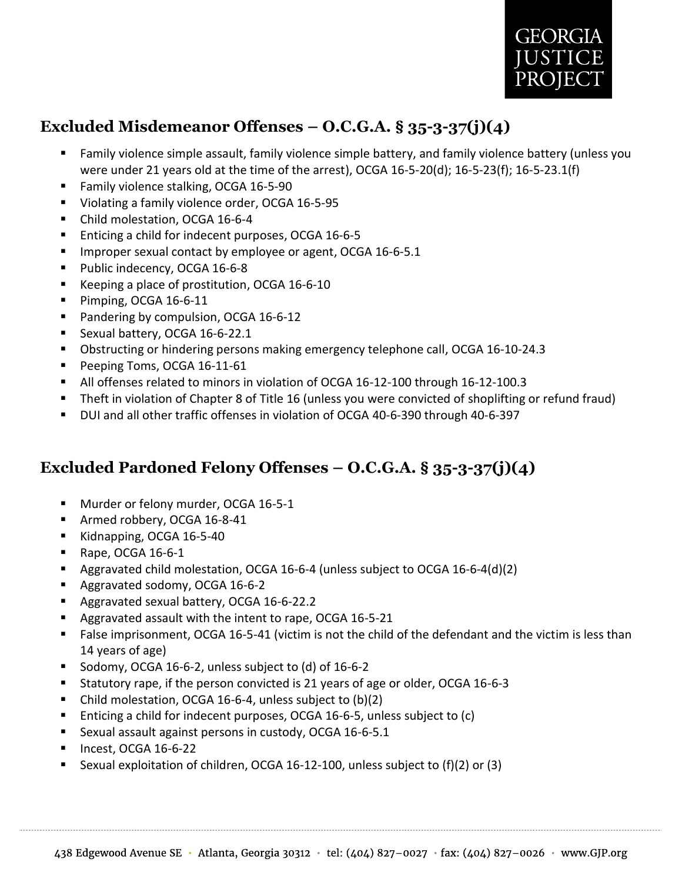## Excluded Misdemeanor Offenses – O.C.G.A. § 35-3-37(j)(4)

- Family violence simple assault, family violence simple battery, and family violence battery (unless you were under 21 years old at the time of the arrest), OCGA 16-5-20(d); 16-5-23(f); 16-5-23.1(f)
- Family violence stalking, OCGA 16-5-90
- Violating a family violence order, OCGA 16-5-95
- Child molestation, OCGA 16-6-4
- Enticing a child for indecent purposes, OCGA 16-6-5
- Improper sexual contact by employee or agent, OCGA 16-6-5.1
- Public indecency, OCGA 16-6-8
- Keeping a place of prostitution, OCGA 16-6-10
- Pimping, OCGA 16-6-11
- Pandering by compulsion, OCGA 16-6-12
- Sexual battery, OCGA 16-6-22.1
- Obstructing or hindering persons making emergency telephone call, OCGA 16-10-24.3
- Peeping Toms, OCGA 16-11-61
- All offenses related to minors in violation of OCGA 16-12-100 through 16-12-100.3
- Theft in violation of Chapter 8 of Title 16 (unless you were convicted of shoplifting or refund fraud)
- DUI and all other traffic offenses in violation of OCGA 40-6-390 through 40-6-397

## Excluded Pardoned Felony Offenses – O.C.G.A. § 35-3-37(j)(4)

- Murder or felony murder, OCGA 16-5-1
- Armed robbery, OCGA 16-8-41
- Kidnapping, OCGA 16-5-40
- Rape, OCGA 16-6-1
- Aggravated child molestation, OCGA 16-6-4 (unless subject to OCGA 16-6-4(d)(2)
- Aggravated sodomy, OCGA 16-6-2
- Aggravated sexual battery, OCGA 16-6-22.2
- Aggravated assault with the intent to rape, OCGA 16-5-21
- False imprisonment, OCGA 16-5-41 (victim is not the child of the defendant and the victim is less than 14 years of age)
- Sodomy, OCGA 16-6-2, unless subject to (d) of 16-6-2
- Statutory rape, if the person convicted is 21 years of age or older, OCGA 16-6-3
- Child molestation, OCGA 16-6-4, unless subject to (b)(2)
- Enticing a child for indecent purposes, OCGA 16-6-5, unless subject to (c)
- Sexual assault against persons in custody, OCGA 16-6-5.1
- Incest, OCGA 16-6-22
- Sexual exploitation of children, OCGA 16-12-100, unless subject to (f)(2) or (3)